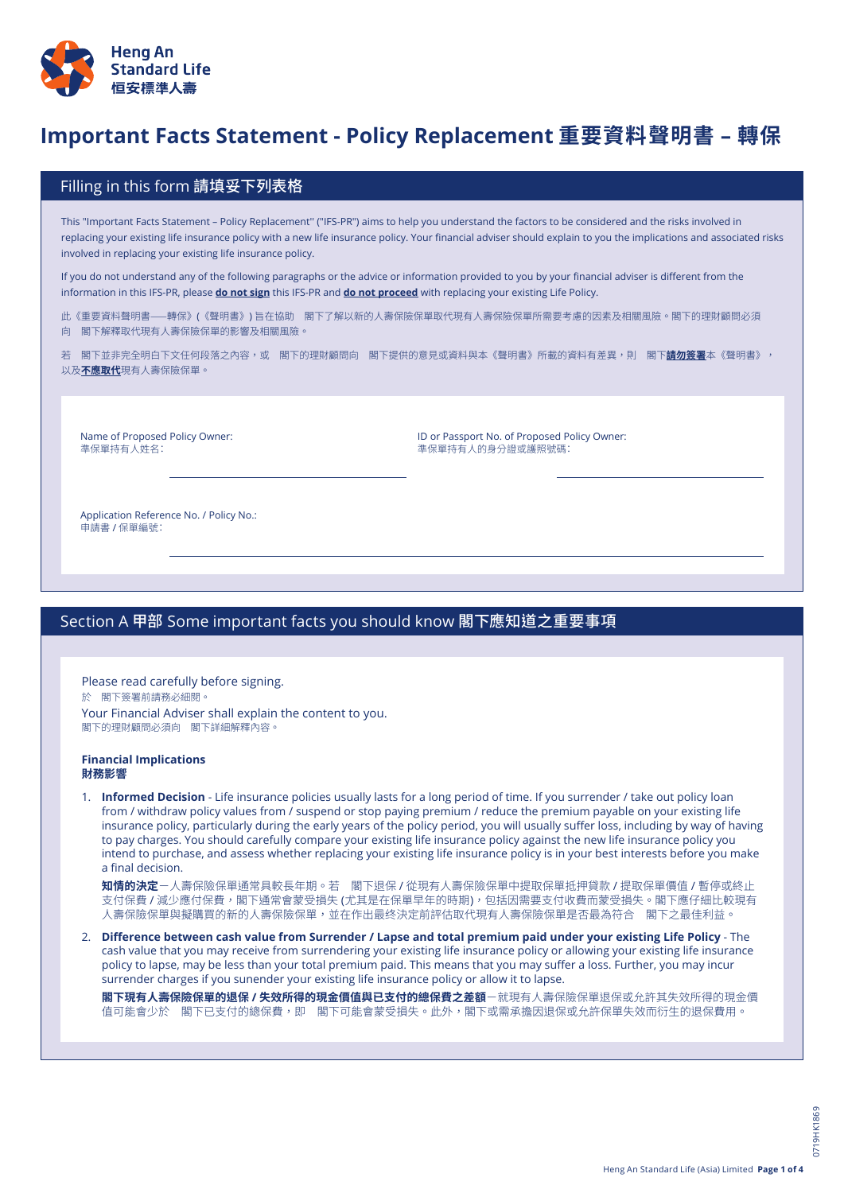Heng An Standard Life
恒安標準人壽

# Important Facts Statement - Policy Replacement 重要資料聲明書 – 轉保

## Filling in this form 請填妥下列表格

This "Important Facts Statement – Policy Replacement" ("IFS-PR") aims to help you understand the factors to be considered and the risks involved in replacing your existing life insurance policy with a new life insurance policy. Your financial adviser should explain to you the implications and associated risks involved in replacing your existing life insurance policy.

If you do not understand any of the following paragraphs or the advice or information provided to you by your financial adviser is different from the information in this IFS-PR, please **do not sign** this IFS-PR and **do not proceed** with replacing your existing Life Policy.

此《重要資料聲明書——轉保》(《聲明書》) 旨在協助 閣下了解以新的人壽保險保單取代現有人壽保險保單所需要考慮的因素及相關風險。閣下的理財顧問必須向 閣下解釋取代現有人壽保險保單的影響及相關風險。

若 閣下並非完全明白下文任何段落之內容，或 閣下的理財顧問向 閣下提供的意見或資料與本《聲明書》所載的資料有差異，則 閣下**請勿簽署**本《聲明書》，以及**不應取代**現有人壽保險保單。

Name of Proposed Policy Owner:
準保單持有人姓名：______________________

ID or Passport No. of Proposed Policy Owner:
準保單持有人的身分證或護照號碼：______________________

Application Reference No. / Policy No.:
申請書 / 保單編號：______________________

## Section A 甲部 Some important facts you should know 閣下應知道之重要事項

Please read carefully before signing.
於 閣下簽署前請務必細閱。
Your Financial Adviser shall explain the content to you.
閣下的理財顧問必須向 閣下詳細解釋內容。

**Financial Implications**
**財務影響**

1. **Informed Decision** - Life insurance policies usually lasts for a long period of time. If you surrender / take out policy loan from / withdraw policy values from / suspend or stop paying premium / reduce the premium payable on your existing life insurance policy, particularly during the early years of the policy period, you will usually suffer loss, including by way of having to pay charges. You should carefully compare your existing life insurance policy against the new life insurance policy you intend to purchase, and assess whether replacing your existing life insurance policy is in your best interests before you make a final decision.

   **知情的決定**－人壽保險保單通常具較長年期。若 閣下退保 / 從現有人壽保險保單中提取保單抵押貸款 / 提取保單價值 / 暫停或終止支付保費 / 減少應付保費，閣下通常會蒙受損失 (尤其是在保單早年的時期)，包括因需要支付收費而蒙受損失。閣下應仔細比較現有人壽保險保單與擬購買的新的人壽保險保單，並在作出最終決定前評估取代現有人壽保險保單是否最為符合 閣下之最佳利益。

2. **Difference between cash value from Surrender / Lapse and total premium paid under your existing Life Policy** - The cash value that you may receive from surrendering your existing life insurance policy or allowing your existing life insurance policy to lapse, may be less than your total premium paid. This means that you may suffer a loss. Further, you may incur surrender charges if you sunender your existing life insurance policy or allow it to lapse.

   **閣下現有人壽保險保單的退保 / 失效所得的現金價值與已支付的總保費之差額**－就現有人壽保險保單退保或允許其失效所得的現金價值可能會少於 閣下已支付的總保費，即 閣下可能會蒙受損失。此外，閣下或需承擔因退保或允許保單失效而衍生的退保費用。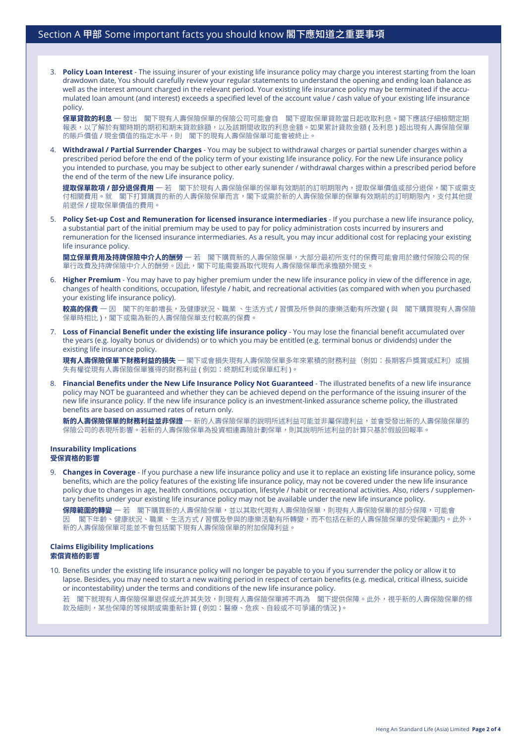## Section A 甲部 Some important facts you should know 閣下應知道之重要事項

3. **Policy Loan Interest** - The issuing insurer of your existing life insurance policy may charge you interest starting from the loan drawdown date, You should carefully review your regular statements to understand the opening and ending loan balance as well as the interest amount charged in the relevant period. Your existing life insurance policy may be terminated if the accumulated loan amount (and interest) exceeds a specified level of the account value / cash value of your existing life insurance policy.

   **保單貸款的利息** — 發出　閣下現有人壽保險保單的保險公司可能會自　閣下提取保單貸款當日起收取利息。閣下應該仔細檢閱定期報表，以了解於有關時期的期初和期末貸款餘額，以及該期間收取的利息金額。如果累計貸款金額 ( 及利息 ) 超出現有人壽保險保單的賬戶價值 / 現金價值的指定水平，則　閣下的現有人壽保險保單可能會被終止。

4. **Withdrawal / Partial Surrender Charges** - You may be subject to withdrawal charges or partial sunender charges within a prescribed period before the end of the policy term of your existing life insurance policy. For the new Life insurance policy you intended to purchase, you may be subject to other early sunender / withdrawal charges within a prescribed period before the end of the term of the new Life insurance policy.

   **提取保單款項 / 部分退保費用** — 若　閣下於現有人壽保險保單的保單有效期前的訂明期限內，提取保單價值或部分退保，閣下或需支付相關費用。就　閣下打算購買的新的人壽保險保單而言，閣下或需於新的人壽保險保單的保單有效期前的訂明期限內，支付其他提前退保 / 提取保單價值的費用。

5. **Policy Set-up Cost and Remuneration for licensed insurance intermediaries** - If you purchase a new life insurance policy, a substantial part of the initial premium may be used to pay for policy administration costs incurred by insurers and remuneration for the licensed insurance intermediaries. As a result, you may incur additional cost for replacing your existing life insurance policy.

   **開立保單費用及持牌保險中介人的酬勞** — 若　閣下購買新的人壽保險保單，大部分最初所支付的保費可能會用於繳付保險公司的保單行政費用及持牌保險中介人的酬勞。因此，閣下可能需要爲取代現有人壽保險保單而承擔額外開支。

6. **Higher Premium** - You may have to pay higher premium under the new life insurance policy in view of the difference in age, changes of health conditions, occupation, lifestyle / habit, and recreational activities (as compared with when you purchased your existing life insurance policy).

   **較高的保費** — 因　閣下的年齡增長，及健康狀況、職業 、生活方式 / 習慣及所參與的康樂活動有所改變 ( 與　閣下購買現有人壽保險保單時相比 )，閣下或需為新的人壽保險保單支付較高的保費。

7. **Loss of Financial Benefit under the existing life insurance policy** - You may lose the financial benefit accumulated over the years (e.g. loyalty bonus or dividends) or to which you may be entitled (e.g. terminal bonus or dividends) under the existing life insurance policy.

   **現有人壽保險保單下財務利益的損失** — 閣下或會損失現有人壽保險保單多年來累積的財務利益（例如：長期客戶獎賞或紅利）或損失有權從現有人壽保險保單獲得的財務利益 ( 例如：終期紅利或保單紅利 )。

8. **Financial Benefits under the New Life Insurance Policy Not Guaranteed** - The illustrated benefits of a new life insurance policy may NOT be guaranteed and whether they can be achieved depend on the performance of the issuing insurer of the new life insurance policy. If the new life insurance policy is an investment-linked assurance scheme policy, the illustrated benefits are based on assumed rates of return only.

   **新的人壽保險保單的財務利益並非保證** — 新的人壽保險保單的說明所述利益可能並非屬保證利益，並會受發出新的人壽保險保單的保險公司的表現所影響。若新的人壽保險保單為投資相連壽險計劃保單，則其說明所述利益的計算只基於假設回報率。

### Insurability Implications
### 受保資格的影響

9. **Changes in Coverage** - If you purchase a new life insurance policy and use it to replace an existing life insurance policy, some benefits, which are the policy features of the existing life insurance policy, may not be covered under the new life insurance policy due to changes in age, health conditions, occupation, lifestyle / habit or recreational activities. Also, riders / supplementary benefits under your existing life insurance policy may not be available under the new life insurance policy.

   **保障範圍的轉變** — 若　閣下購買新的人壽保險保單，並以其取代現有人壽保險保單，則現有人壽保險保單的部分保障，可能會因　閣下年齡、健康狀況、職業、生活方式 / 習慣及參與的康樂活動有所轉變，而不包括在新的人壽保險保單的受保範圍內。此外，新的人壽保險保單可能並不會包括閣下現有人壽保險保單的附加保障利益。

### Claims Eligibility Implications
### 索償資格的影響

10. Benefits under the existing life insurance policy will no longer be payable to you if you surrender the policy or allow it to lapse. Besides, you may need to start a new waiting period in respect of certain benefits (e.g. medical, critical illness, suicide or incontestability) under the terms and conditions of the new life insurance policy.

    若　閣下就現有人壽保險保單退保或允許其失效，則現有人壽保險保單將不再為　閣下提供保障。此外，視乎新的人壽保險保單的條款及細則，某些保障的等候期或需重新計算 ( 例如：醫療、危疾、自殺或不可爭議的情況 )。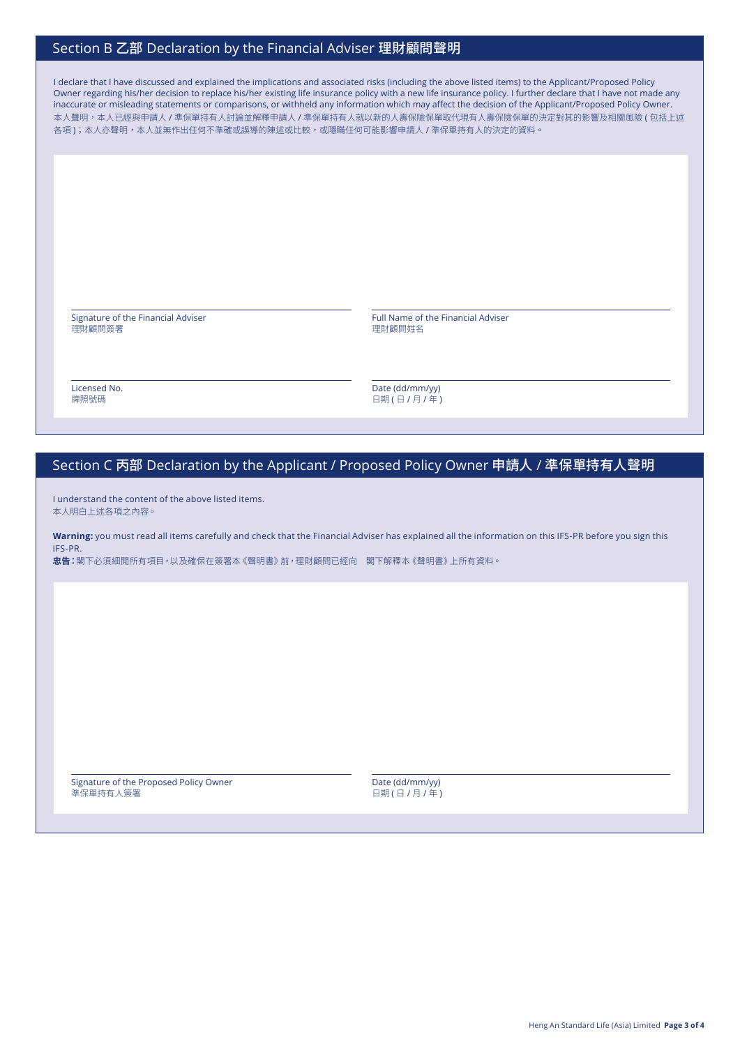## Section B 乙部 Declaration by the Financial Adviser 理財顧問聲明

I declare that I have discussed and explained the implications and associated risks (including the above listed items) to the Applicant/Proposed Policy Owner regarding his/her decision to replace his/her existing life insurance policy with a new life insurance policy. I further declare that I have not made any inaccurate or misleading statements or comparisons, or withheld any information which may affect the decision of the Applicant/Proposed Policy Owner.
本人聲明，本人已經與申請人 / 準保單持有人討論並解釋申請人 / 準保單持有人就以新的人壽保險保單取代現有人壽保險保單的決定對其的影響及相關風險 ( 包括上述各項 )；本人亦聲明，本人並無作出任何不準確或誤導的陳述或比較，或隱瞞任何可能影響申請人 / 準保單持有人的決定的資料。

Signature of the Financial Adviser
理財顧問簽署

Full Name of the Financial Adviser
理財顧問姓名

Licensed No.
牌照號碼

Date (dd/mm/yy)
日期 ( 日 / 月 / 年 )

## Section C 丙部 Declaration by the Applicant / Proposed Policy Owner 申請人 / 準保單持有人聲明

I understand the content of the above listed items.
本人明白上述各項之內容。

**Warning:** you must read all items carefully and check that the Financial Adviser has explained all the information on this IFS-PR before you sign this IFS-PR.
**忠告：**閣下必須細閱所有項目，以及確保在簽署本《聲明書》前，理財顧問已經向　閣下解釋本《聲明書》上所有資料。

Signature of the Proposed Policy Owner
準保單持有人簽署

Date (dd/mm/yy)
日期 ( 日 / 月 / 年 )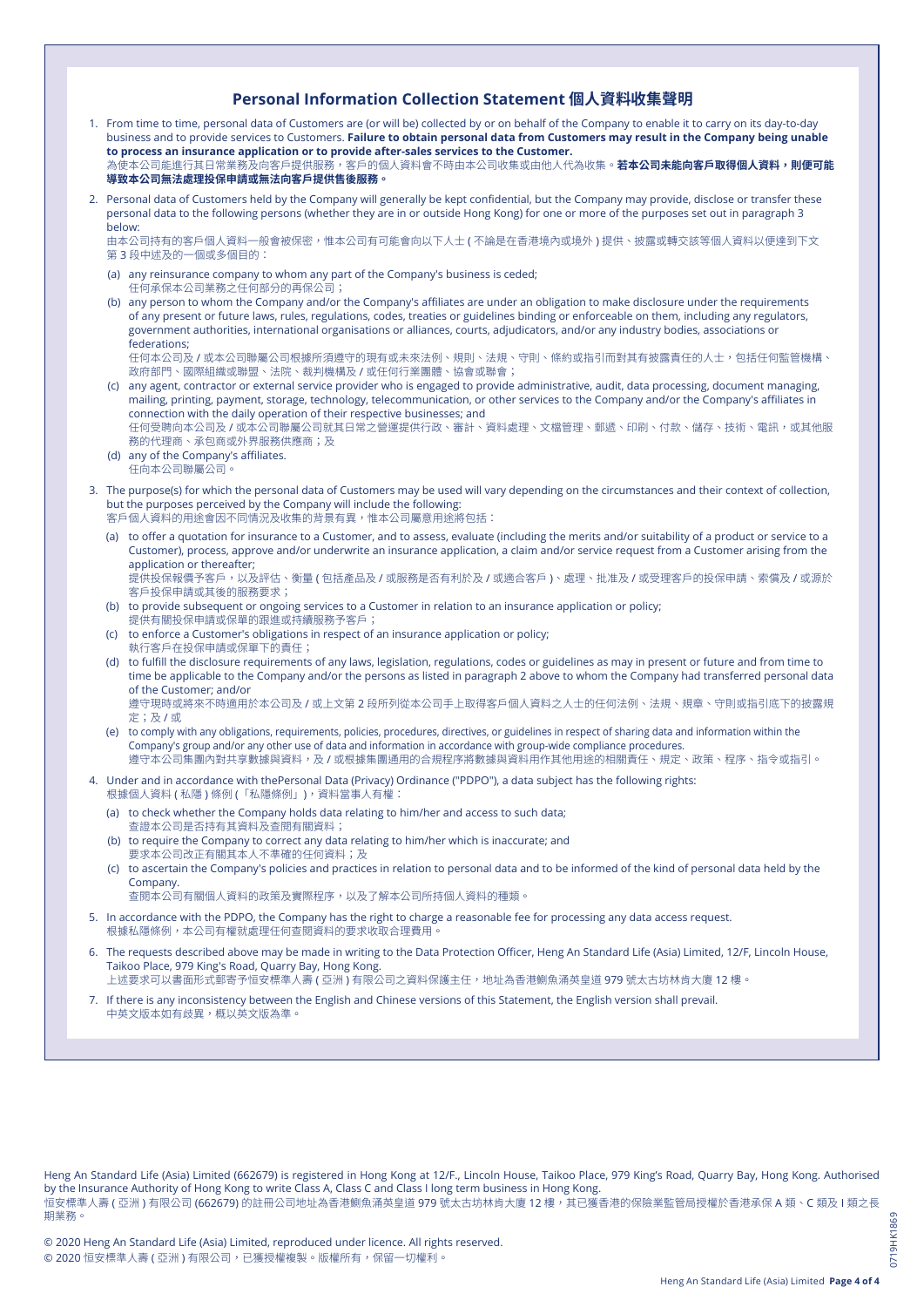## Personal Information Collection Statement 個人資料收集聲明

1. From time to time, personal data of Customers are (or will be) collected by or on behalf of the Company to enable it to carry on its day-to-day business and to provide services to Customers. **Failure to obtain personal data from Customers may result in the Company being unable to process an insurance application or to provide after-sales services to the Customer.**
   為使本公司能進行其日常業務及向客戶提供服務，客戶的個人資料會不時由本公司收集或由他人代為收集。**若本公司未能向客戶取得個人資料，則便可能導致本公司無法處理投保申請或無法向客戶提供售後服務。**

2. Personal data of Customers held by the Company will generally be kept confidential, but the Company may provide, disclose or transfer these personal data to the following persons (whether they are in or outside Hong Kong) for one or more of the purposes set out in paragraph 3 below:
   由本公司持有的客戶個人資料一般會被保密，惟本公司有可能會向以下人士 ( 不論是在香港境內或境外 ) 提供、披露或轉交該等個人資料以便達到下文第 3 段中述及的一個或多個目的：
   
   (a) any reinsurance company to whom any part of the Company's business is ceded;
   任何承保本公司業務之任何部分的再保公司；
   
   (b) any person to whom the Company and/or the Company's affiliates are under an obligation to make disclosure under the requirements of any present or future laws, rules, regulations, codes, treaties or guidelines binding or enforceable on them, including any regulators, government authorities, international organisations or alliances, courts, adjudicators, and/or any industry bodies, associations or federations;
   任何本公司及 / 或本公司聯屬公司根據所須遵守的現有或未來法例、規則、法規、守則、條約或指引而對其有披露責任的人士，包括任何監管機構、政府部門、國際組織或聯盟、法院、裁判機構及 / 或任何行業團體、協會或聯會；
   
   (c) any agent, contractor or external service provider who is engaged to provide administrative, audit, data processing, document managing, mailing, printing, payment, storage, technology, telecommunication, or other services to the Company and/or the Company's affiliates in connection with the daily operation of their respective businesses; and
   任何受聘向本公司及 / 或本公司聯屬公司就其日常之營運提供行政、審計、資料處理、文檔管理、郵遞、印刷、付款、儲存、技術、電訊，或其他服務的代理商、承包商或外界服務供應商；及
   
   (d) any of the Company's affiliates.
   任何本公司聯屬公司。

3. The purpose(s) for which the personal data of Customers may be used will vary depending on the circumstances and their context of collection, but the purposes perceived by the Company will include the following:
   客戶個人資料的用途會因不同情況及收集的背景有異，惟本公司屬意用途將包括：
   
   (a) to offer a quotation for insurance to a Customer, and to assess, evaluate (including the merits and/or suitability of a product or service to a Customer), process, approve and/or underwrite an insurance application, a claim and/or service request from a Customer arising from the application or thereafter;
   提供投保報價予客戶，以及評估、衡量 ( 包括產品及 / 或服務是否有利於及 / 或適合客戶 )、處理、批准及 / 或受理客戶的投保申請、索償及 / 或源於客戶投保申請或其後的服務要求；
   
   (b) to provide subsequent or ongoing services to a Customer in relation to an insurance application or policy;
   提供有關投保申請或保單的跟進或持續服務予客戶；
   
   (c) to enforce a Customer's obligations in respect of an insurance application or policy;
   執行客戶在投保申請或保單下的責任；
   
   (d) to fulfill the disclosure requirements of any laws, legislation, regulations, codes or guidelines as may in present or future and from time to time be applicable to the Company and/or the persons as listed in paragraph 2 above to whom the Company had transferred personal data of the Customer; and/or
   遵守現時或將來不時適用於本公司及 / 或上文第 2 段所列從本公司手上取得客戶個人資料之人士的任何法例、法規、規章、守則或指引底下的披露規定；及 / 或
   
   (e) to comply with any obligations, requirements, policies, procedures, directives, or guidelines in respect of sharing data and information within the Company's group and/or any other use of data and information in accordance with group-wide compliance procedures.
   遵守本公司集團內對共享數據與資料，及 / 或根據集團通用的合規程序將數據與資料用作其他用途的相關責任、規定、政策、程序、指令或指引。

4. Under and in accordance with thePersonal Data (Privacy) Ordinance ("PDPO"), a data subject has the following rights:
   根據個人資料 ( 私隱 ) 條例 (「私隱條例」)，資料當事人有權：
   
   (a) to check whether the Company holds data relating to him/her and access to such data;
   查證本公司是否持有其資料及查閱有關資料；
   
   (b) to require the Company to correct any data relating to him/her which is inaccurate; and
   要求本公司改正有關其本人不準確的任何資料；及
   
   (c) to ascertain the Company's policies and practices in relation to personal data and to be informed of the kind of personal data held by the Company.
   查問本公司有關個人資料的政策及實際程序，以及了解本公司所持個人資料的種類。

5. In accordance with the PDPO, the Company has the right to charge a reasonable fee for processing any data access request.
   根據私隱條例，本公司有權就處理任何查閱資料的要求收取合理費用。

6. The requests described above may be made in writing to the Data Protection Officer, Heng An Standard Life (Asia) Limited, 12/F, Lincoln House, Taikoo Place, 979 King's Road, Quarry Bay, Hong Kong.
   上述要求可以書面形式郵寄予恒安標準人壽 ( 亞洲 ) 有限公司之資料保護主任，地址為香港鰂魚涌英皇道 979 號太古坊林肯大廈 12 樓。

7. If there is any inconsistency between the English and Chinese versions of this Statement, the English version shall prevail.
   中英文版本如有歧異，概以英文版為準。

Heng An Standard Life (Asia) Limited (662679) is registered in Hong Kong at 12/F., Lincoln House, Taikoo Place, 979 King's Road, Quarry Bay, Hong Kong. Authorised by the Insurance Authority of Hong Kong to write Class A, Class C and Class I long term business in Hong Kong.
恒安標準人壽 ( 亞洲 ) 有限公司 (662679) 的註冊公司地址為香港鰂魚涌英皇道 979 號太古坊林肯大廈 12 樓，其已獲香港的保險業監管局授權於香港承保 A 類、C 類及 I 類之長期業務。

© 2020 Heng An Standard Life (Asia) Limited, reproduced under licence. All rights reserved.
© 2020 恒安標準人壽 ( 亞洲 ) 有限公司，已獲授權複製。版權所有，保留一切權利。

0719HK1869